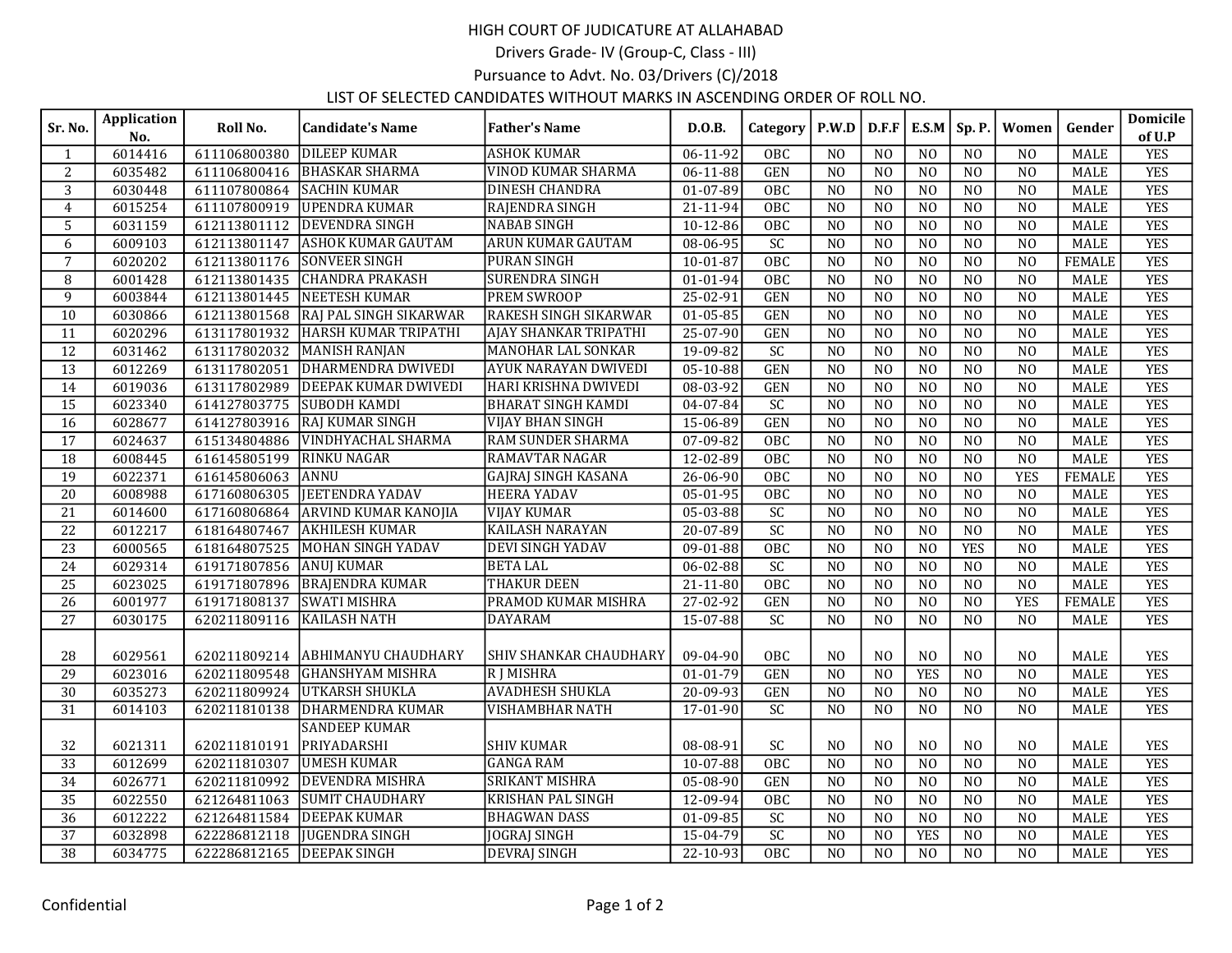# HIGH COURT OF JUDICATURE AT ALLAHABAD

## Drivers Grade- IV (Group-C, Class - III)

## Pursuance to Advt. No. 03/Drivers (C)/2018

## LIST OF SELECTED CANDIDATES WITHOUT MARKS IN ASCENDING ORDER OF ROLL NO.

| Sr. No. | Application No. | Roll No. | Candidate's Name | Father's Name | D.O.B. | Category | P.W.D | D.F.F | E.S.M | Sp. P. | Women | Gender | Domicile of U.P |
|---|---|---|---|---|---|---|---|---|---|---|---|---|---|
| 1 | 6014416 | 611106800380 | DILEEP KUMAR | ASHOK KUMAR | 06-11-92 | OBC | NO | NO | NO | NO | NO | MALE | YES |
| 2 | 6035482 | 611106800416 | BHASKAR SHARMA | VINOD KUMAR SHARMA | 06-11-88 | GEN | NO | NO | NO | NO | NO | MALE | YES |
| 3 | 6030448 | 611107800864 | SACHIN KUMAR | DINESH CHANDRA | 01-07-89 | OBC | NO | NO | NO | NO | NO | MALE | YES |
| 4 | 6015254 | 611107800919 | UPENDRA KUMAR | RAJENDRA SINGH | 21-11-94 | OBC | NO | NO | NO | NO | NO | MALE | YES |
| 5 | 6031159 | 612113801112 | DEVENDRA SINGH | NABAB SINGH | 10-12-86 | OBC | NO | NO | NO | NO | NO | MALE | YES |
| 6 | 6009103 | 612113801147 | ASHOK KUMAR GAUTAM | ARUN KUMAR GAUTAM | 08-06-95 | SC | NO | NO | NO | NO | NO | MALE | YES |
| 7 | 6020202 | 612113801176 | SONVEER SINGH | PURAN SINGH | 10-01-87 | OBC | NO | NO | NO | NO | NO | FEMALE | YES |
| 8 | 6001428 | 612113801435 | CHANDRA PRAKASH | SURENDRA SINGH | 01-01-94 | OBC | NO | NO | NO | NO | NO | MALE | YES |
| 9 | 6003844 | 612113801445 | NEETESH KUMAR | PREM SWROOP | 25-02-91 | GEN | NO | NO | NO | NO | NO | MALE | YES |
| 10 | 6030866 | 612113801568 | RAJ PAL SINGH SIKARWAR | RAKESH SINGH SIKARWAR | 01-05-85 | GEN | NO | NO | NO | NO | NO | MALE | YES |
| 11 | 6020296 | 613117801932 | HARSH KUMAR TRIPATHI | AJAY SHANKAR TRIPATHI | 25-07-90 | GEN | NO | NO | NO | NO | NO | MALE | YES |
| 12 | 6031462 | 613117802032 | MANISH RANJAN | MANOHAR LAL SONKAR | 19-09-82 | SC | NO | NO | NO | NO | NO | MALE | YES |
| 13 | 6012269 | 613117802051 | DHARMENDRA DWIVEDI | AYUK NARAYAN DWIVEDI | 05-10-88 | GEN | NO | NO | NO | NO | NO | MALE | YES |
| 14 | 6019036 | 613117802989 | DEEPAK KUMAR DWIVEDI | HARI KRISHNA DWIVEDI | 08-03-92 | GEN | NO | NO | NO | NO | NO | MALE | YES |
| 15 | 6023340 | 614127803775 | SUBODH KAMDI | BHARAT SINGH KAMDI | 04-07-84 | SC | NO | NO | NO | NO | NO | MALE | YES |
| 16 | 6028677 | 614127803916 | RAJ KUMAR SINGH | VIJAY BHAN SINGH | 15-06-89 | GEN | NO | NO | NO | NO | NO | MALE | YES |
| 17 | 6024637 | 615134804886 | VINDHYACHAL SHARMA | RAM SUNDER SHARMA | 07-09-82 | OBC | NO | NO | NO | NO | NO | MALE | YES |
| 18 | 6008445 | 616145805199 | RINKU NAGAR | RAMAVTAR NAGAR | 12-02-89 | OBC | NO | NO | NO | NO | NO | MALE | YES |
| 19 | 6022371 | 616145806063 | ANNU | GAJRAJ SINGH KASANA | 26-06-90 | OBC | NO | NO | NO | NO | YES | FEMALE | YES |
| 20 | 6008988 | 617160806305 | JEETENDRA YADAV | HEERA YADAV | 05-01-95 | OBC | NO | NO | NO | NO | NO | MALE | YES |
| 21 | 6014600 | 617160806864 | ARVIND KUMAR KANOJIA | VIJAY KUMAR | 05-03-88 | SC | NO | NO | NO | NO | NO | MALE | YES |
| 22 | 6012217 | 618164807467 | AKHILESH KUMAR | KAILASH NARAYAN | 20-07-89 | SC | NO | NO | NO | NO | NO | MALE | YES |
| 23 | 6000565 | 618164807525 | MOHAN SINGH YADAV | DEVI SINGH YADAV | 09-01-88 | OBC | NO | NO | NO | YES | NO | MALE | YES |
| 24 | 6029314 | 619171807856 | ANUJ KUMAR | BETA LAL | 06-02-88 | SC | NO | NO | NO | NO | NO | MALE | YES |
| 25 | 6023025 | 619171807896 | BRAJENDRA KUMAR | THAKUR DEEN | 21-11-80 | OBC | NO | NO | NO | NO | NO | MALE | YES |
| 26 | 6001977 | 619171808137 | SWATI MISHRA | PRAMOD KUMAR MISHRA | 27-02-92 | GEN | NO | NO | NO | NO | YES | FEMALE | YES |
| 27 | 6030175 | 620211809116 | KAILASH NATH | DAYARAM | 15-07-88 | SC | NO | NO | NO | NO | NO | MALE | YES |
| 28 | 6029561 | 620211809214 | ABHIMANYU CHAUDHARY | SHIV SHANKAR CHAUDHARY | 09-04-90 | OBC | NO | NO | NO | NO | NO | MALE | YES |
| 29 | 6023016 | 620211809548 | GHANSHYAM MISHRA | R J MISHRA | 01-01-79 | GEN | NO | NO | YES | NO | NO | MALE | YES |
| 30 | 6035273 | 620211809924 | UTKARSH SHUKLA | AVADHESH SHUKLA | 20-09-93 | GEN | NO | NO | NO | NO | NO | MALE | YES |
| 31 | 6014103 | 620211810138 | DHARMENDRA KUMAR | VISHAMBHAR NATH | 17-01-90 | SC | NO | NO | NO | NO | NO | MALE | YES |
| 32 | 6021311 | 620211810191 | SANDEEP KUMAR PRIYADARSHI | SHIV KUMAR | 08-08-91 | SC | NO | NO | NO | NO | NO | MALE | YES |
| 33 | 6012699 | 620211810307 | UMESH KUMAR | GANGA RAM | 10-07-88 | OBC | NO | NO | NO | NO | NO | MALE | YES |
| 34 | 6026771 | 620211810992 | DEVENDRA MISHRA | SRIKANT MISHRA | 05-08-90 | GEN | NO | NO | NO | NO | NO | MALE | YES |
| 35 | 6022550 | 621264811063 | SUMIT CHAUDHARY | KRISHAN PAL SINGH | 12-09-94 | OBC | NO | NO | NO | NO | NO | MALE | YES |
| 36 | 6012222 | 621264811584 | DEEPAK KUMAR | BHAGWAN DASS | 01-09-85 | SC | NO | NO | NO | NO | NO | MALE | YES |
| 37 | 6032898 | 622286812118 | JUGENDRA SINGH | JOGRAJ SINGH | 15-04-79 | SC | NO | NO | YES | NO | NO | MALE | YES |
| 38 | 6034775 | 622286812165 | DEEPAK SINGH | DEVRAJ SINGH | 22-10-93 | OBC | NO | NO | NO | NO | NO | MALE | YES |

Confidential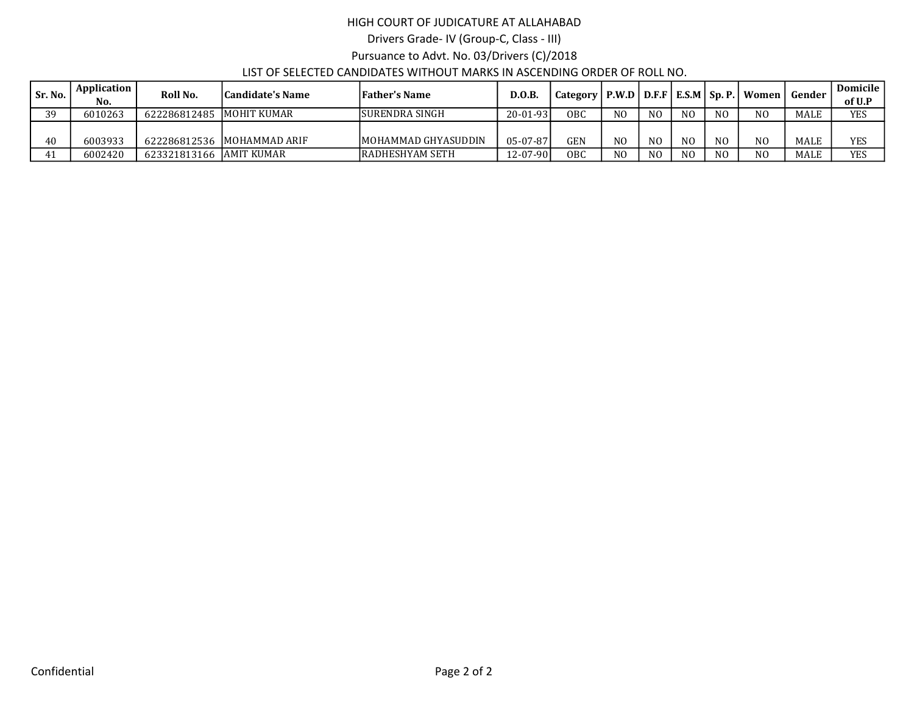HIGH COURT OF JUDICATURE AT ALLAHABAD

Drivers Grade- IV (Group-C, Class - III)

Pursuance to Advt. No. 03/Drivers (C)/2018

LIST OF SELECTED CANDIDATES WITHOUT MARKS IN ASCENDING ORDER OF ROLL NO.

| Sr. No. | Application No. | Roll No. | Candidate's Name | Father's Name | D.O.B. | Category | P.W.D | D.F.F | E.S.M | Sp. P. | Women | Gender | Domicile of U.P |
|---|---|---|---|---|---|---|---|---|---|---|---|---|---|
| 39 | 6010263 | 622286812485 | MOHIT KUMAR | SURENDRA SINGH | 20-01-93 | OBC | NO | NO | NO | NO | NO | MALE | YES |
| 40 | 6003933 | 622286812536 | MOHAMMAD ARIF | MOHAMMAD GHYASUDDIN | 05-07-87 | GEN | NO | NO | NO | NO | NO | MALE | YES |
| 41 | 6002420 | 623321813166 | AMIT KUMAR | RADHESHYAM SETH | 12-07-90 | OBC | NO | NO | NO | NO | NO | MALE | YES |

Confidential